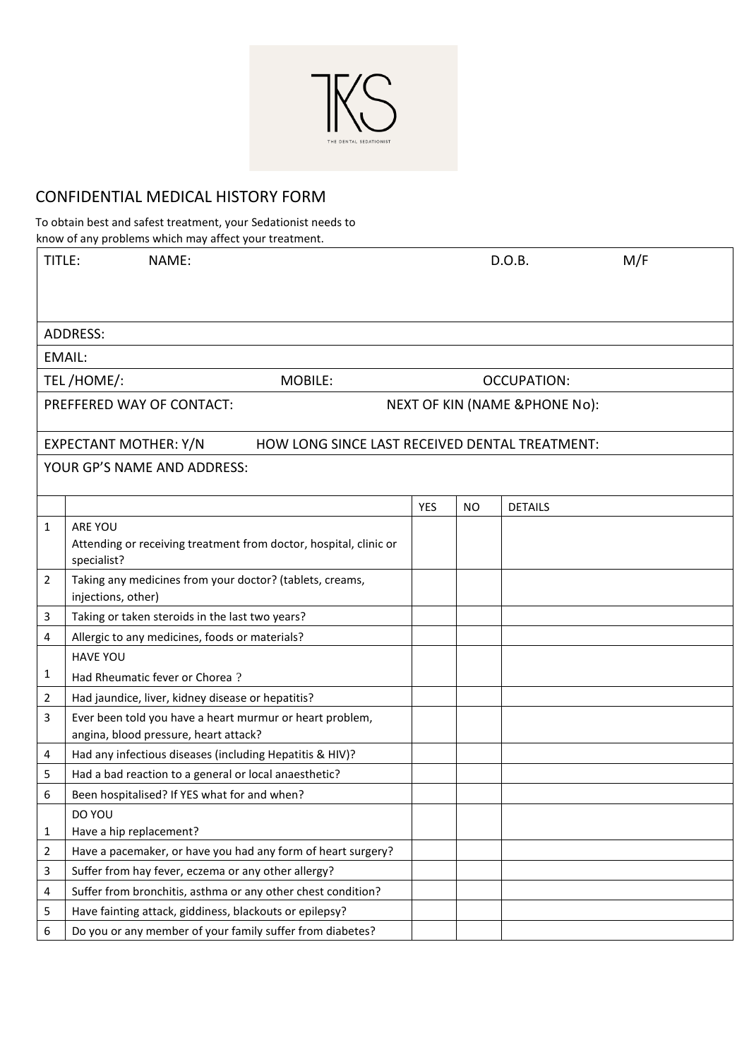TKS

THE DENTAL SEDATIONIST

# CONFIDENTIAL MEDICAL HISTORY FORM

To obtain best and safest treatment, your Sedationist needs to know of any problems which may affect your treatment.

| TITLE: NAME: | D.O.B. | M/F |
|---|---|---|
| ADDRESS: | | |
| EMAIL: | | |
| TEL /HOME/: MOBILE: | OCCUPATION: | |
| PREFFERED WAY OF CONTACT: | NEXT OF KIN (NAME &PHONE No): | |
| EXPECTANT MOTHER: Y/N | HOW LONG SINCE LAST RECEIVED DENTAL TREATMENT: | |
| YOUR GP'S NAME AND ADDRESS: | | |

| | | YES | NO | DETAILS |
|---|---|---|---|---|
| 1 | ARE YOU<br>Attending or receiving treatment from doctor, hospital, clinic or specialist? | | | |
| 2 | Taking any medicines from your doctor? (tablets, creams, injections, other) | | | |
| 3 | Taking or taken steroids in the last two years? | | | |
| 4 | Allergic to any medicines, foods or materials? | | | |
| 1 | HAVE YOU<br>Had Rheumatic fever or Chorea ? | | | |
| 2 | Had jaundice, liver, kidney disease or hepatitis? | | | |
| 3 | Ever been told you have a heart murmur or heart problem, angina, blood pressure, heart attack? | | | |
| 4 | Had any infectious diseases (including Hepatitis & HIV)? | | | |
| 5 | Had a bad reaction to a general or local anaesthetic? | | | |
| 6 | Been hospitalised? If YES what for and when? | | | |
| 1 | DO YOU<br>Have a hip replacement? | | | |
| 2 | Have a pacemaker, or have you had any form of heart surgery? | | | |
| 3 | Suffer from hay fever, eczema or any other allergy? | | | |
| 4 | Suffer from bronchitis, asthma or any other chest condition? | | | |
| 5 | Have fainting attack, giddiness, blackouts or epilepsy? | | | |
| 6 | Do you or any member of your family suffer from diabetes? | | | |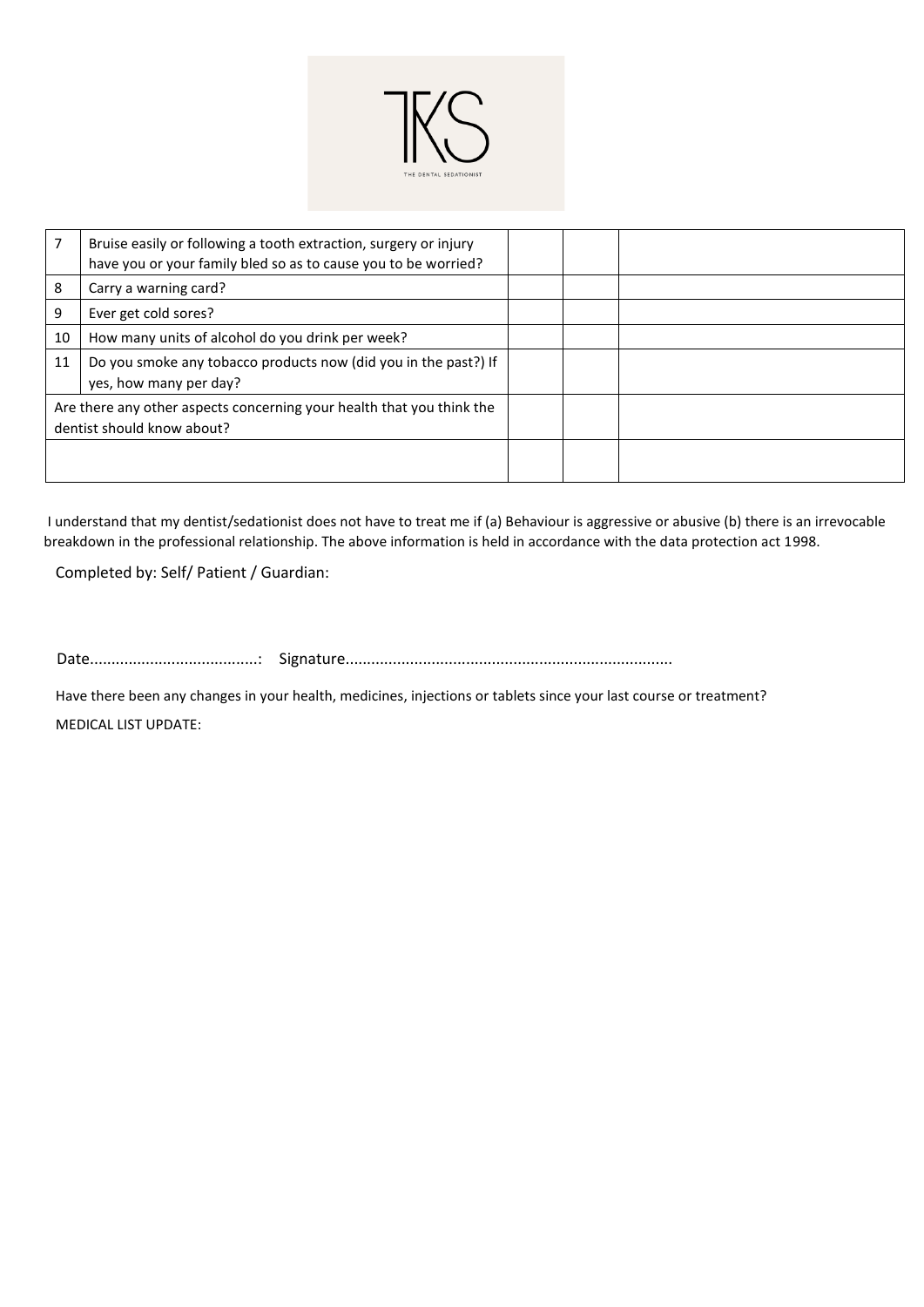TKS

THE DENTAL SEDATIONIST

| | | | | |
|---|---|---|---|---|
| 7 | Bruise easily or following a tooth extraction, surgery or injury have you or your family bled so as to cause you to be worried? | | | |
| 8 | Carry a warning card? | | | |
| 9 | Ever get cold sores? | | | |
| 10 | How many units of alcohol do you drink per week? | | | |
| 11 | Do you smoke any tobacco products now (did you in the past?) If yes, how many per day? | | | |
| Are there any other aspects concerning your health that you think the dentist should know about? | | | | |
| | | | | |

I understand that my dentist/sedationist does not have to treat me if (a) Behaviour is aggressive or abusive (b) there is an irrevocable breakdown in the professional relationship. The above information is held in accordance with the data protection act 1998.

Completed by: Self/ Patient / Guardian:

Date......................................: Signature..........................................................................

Have there been any changes in your health, medicines, injections or tablets since your last course or treatment?

MEDICAL LIST UPDATE: